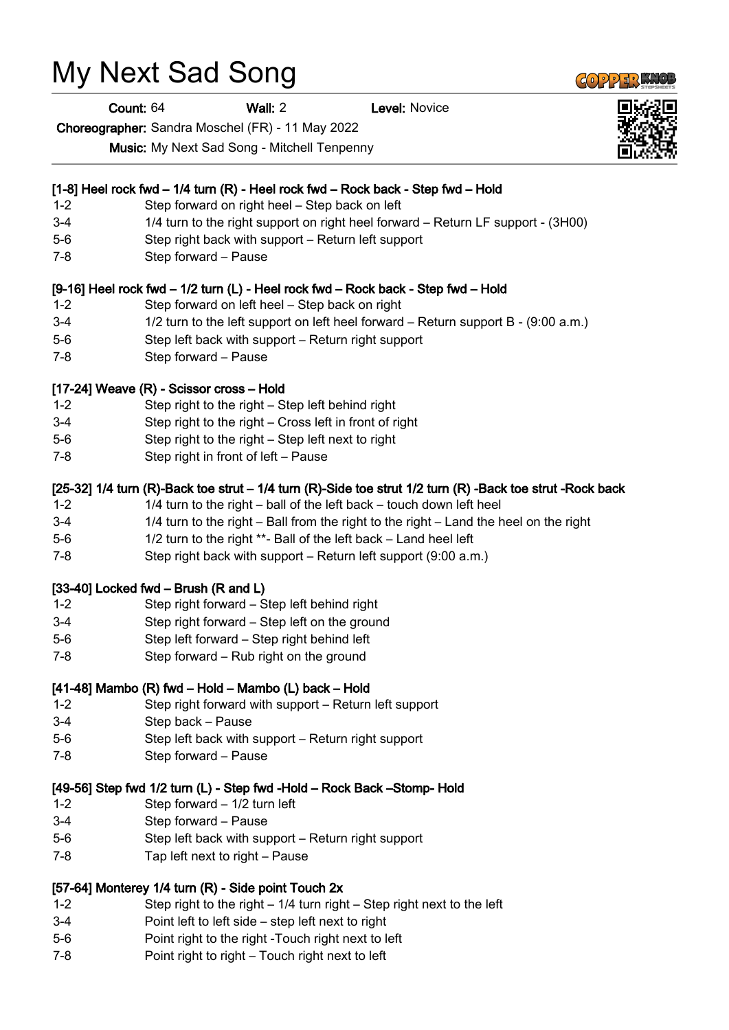# My Next Sad Song

**Count:** 64 **Wall:** 2 **Level:** Novice

**Choreographer:** Sandra Moschel (FR) - 11 May 2022

**Music:** My Next Sad Song - Mitchell Tenpenny

### [1-8] Heel rock fwd – 1/4 turn (R) - Heel rock fwd – Rock back - Step fwd – Hold

| | |
|---|---|
| 1-2 | Step forward on right heel – Step back on left |
| 3-4 | 1/4 turn to the right support on right heel forward – Return LF support - (3H00) |
| 5-6 | Step right back with support – Return left support |
| 7-8 | Step forward – Pause |

### [9-16] Heel rock fwd – 1/2 turn (L) - Heel rock fwd – Rock back - Step fwd – Hold

| | |
|---|---|
| 1-2 | Step forward on left heel – Step back on right |
| 3-4 | 1/2 turn to the left support on left heel forward – Return support B - (9:00 a.m.) |
| 5-6 | Step left back with support – Return right support |
| 7-8 | Step forward – Pause |

### [17-24] Weave (R) - Scissor cross – Hold

| | |
|---|---|
| 1-2 | Step right to the right – Step left behind right |
| 3-4 | Step right to the right – Cross left in front of right |
| 5-6 | Step right to the right – Step left next to right |
| 7-8 | Step right in front of left – Pause |

### [25-32] 1/4 turn (R)-Back toe strut – 1/4 turn (R)-Side toe strut 1/2 turn (R) -Back toe strut -Rock back

| | |
|---|---|
| 1-2 | 1/4 turn to the right – ball of the left back – touch down left heel |
| 3-4 | 1/4 turn to the right – Ball from the right to the right – Land the heel on the right |
| 5-6 | 1/2 turn to the right **- Ball of the left back – Land heel left |
| 7-8 | Step right back with support – Return left support (9:00 a.m.) |

### [33-40] Locked fwd – Brush (R and L)

| | |
|---|---|
| 1-2 | Step right forward – Step left behind right |
| 3-4 | Step right forward – Step left on the ground |
| 5-6 | Step left forward – Step right behind left |
| 7-8 | Step forward – Rub right on the ground |

### [41-48] Mambo (R) fwd – Hold – Mambo (L) back – Hold

| | |
|---|---|
| 1-2 | Step right forward with support – Return left support |
| 3-4 | Step back – Pause |
| 5-6 | Step left back with support – Return right support |
| 7-8 | Step forward – Pause |

### [49-56] Step fwd 1/2 turn (L) - Step fwd -Hold – Rock Back –Stomp- Hold

| | |
|---|---|
| 1-2 | Step forward – 1/2 turn left |
| 3-4 | Step forward – Pause |
| 5-6 | Step left back with support – Return right support |
| 7-8 | Tap left next to right – Pause |

### [57-64] Monterey 1/4 turn (R) - Side point Touch 2x

| | |
|---|---|
| 1-2 | Step right to the right – 1/4 turn right – Step right next to the left |
| 3-4 | Point left to left side – step left next to right |
| 5-6 | Point right to the right -Touch right next to left |
| 7-8 | Point right to right – Touch right next to left |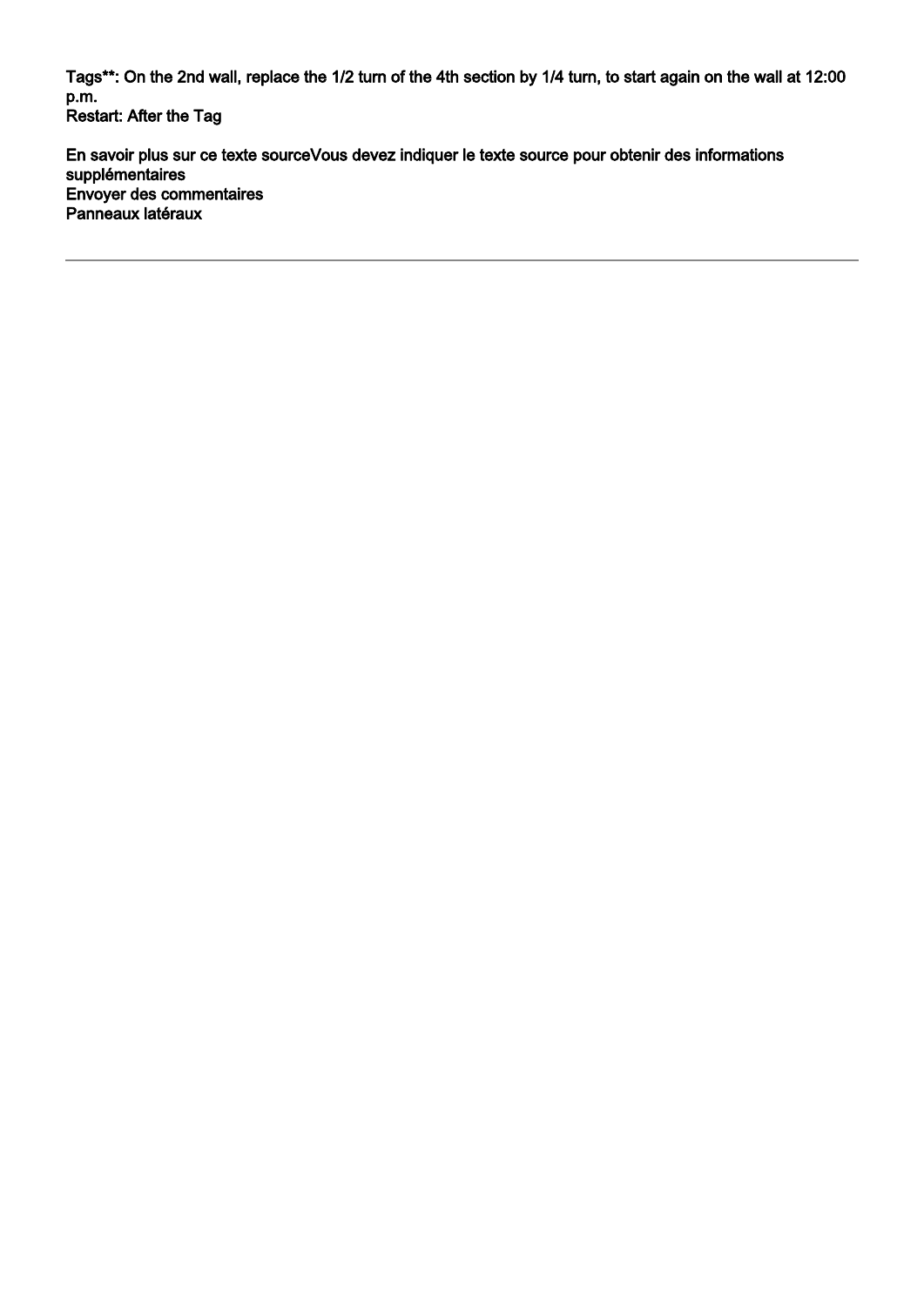Tags**: On the 2nd wall, replace the 1/2 turn of the 4th section by 1/4 turn, to start again on the wall at 12:00 p.m.
Restart: After the Tag

En savoir plus sur ce texte sourceVous devez indiquer le texte source pour obtenir des informations supplémentaires
Envoyer des commentaires
Panneaux latéraux

---